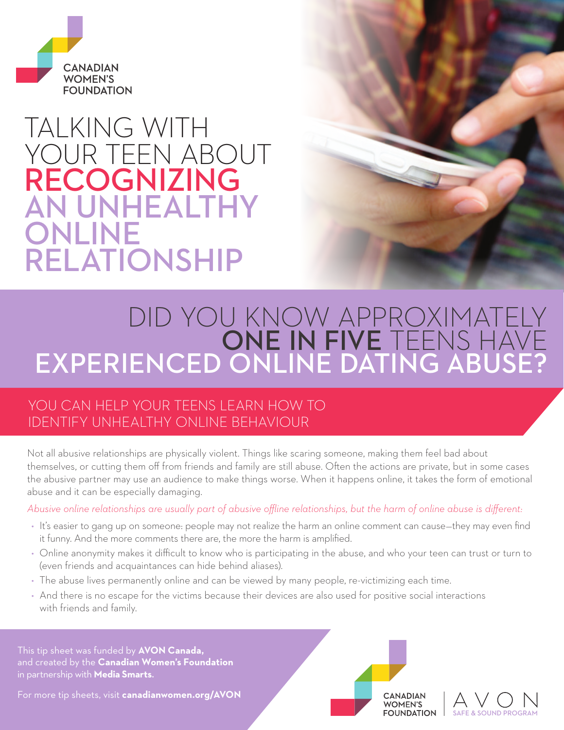CANADIAN WOMEN'S FOUNDATION

# TALKING WITH YOUR TEEN ABOUT RECOGNIZING AN UNHEALTHY ONLINE RELATIONSHIP

## DID YOU KNOW APPROXIMATELY ONE IN FIVE TEENS HAVE EXPERIENCED ONLINE DATING ABUSE?

### YOU CAN HELP YOUR TEENS LEARN HOW TO IDENTIFY UNHEALTHY ONLINE BEHAVIOUR

Not all abusive relationships are physically violent. Things like scaring someone, making them feel bad about themselves, or cutting them off from friends and family are still abuse. Often the actions are private, but in some cases the abusive partner may use an audience to make things worse. When it happens online, it takes the form of emotional abuse and it can be especially damaging.

*Abusive online relationships are usually part of abusive offline relationships, but the harm of online abuse is different:*

- It's easier to gang up on someone: people may not realize the harm an online comment can cause—they may even find it funny. And the more comments there are, the more the harm is amplified.
- Online anonymity makes it difficult to know who is participating in the abuse, and who your teen can trust or turn to (even friends and acquaintances can hide behind aliases).
- The abuse lives permanently online and can be viewed by many people, re-victimizing each time.
- And there is no escape for the victims because their devices are also used for positive social interactions with friends and family.

This tip sheet was funded by **AVON Canada,** and created by the **Canadian Women's Foundation** in partnership with **Media Smarts.**

For more tip sheets, visit **canadianwomen.org/AVON**

CANADIAN WOMEN'S FOUNDATION | AVON SAFE & SOUND PROGRAM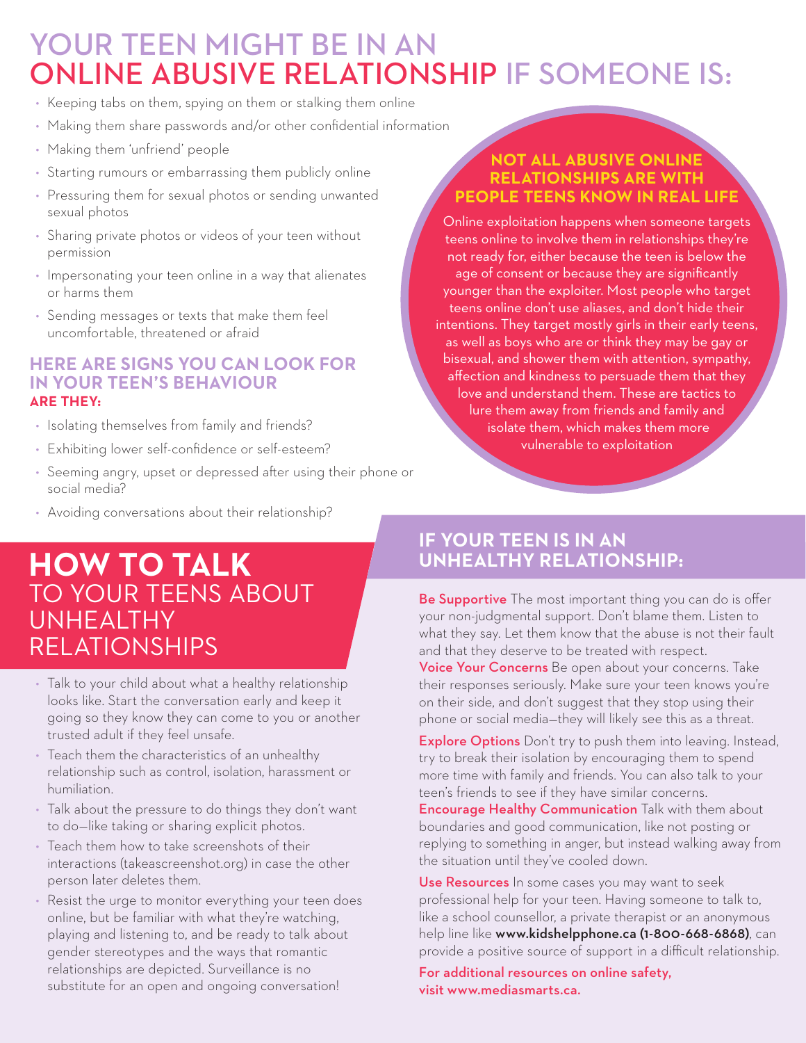# YOUR TEEN MIGHT BE IN AN ONLINE ABUSIVE RELATIONSHIP IF SOMEONE IS:

- Keeping tabs on them, spying on them or stalking them online
- Making them share passwords and/or other confidential information
- Making them 'unfriend' people
- Starting rumours or embarrassing them publicly online
- Pressuring them for sexual photos or sending unwanted sexual photos
- Sharing private photos or videos of your teen without permission
- Impersonating your teen online in a way that alienates or harms them
- Sending messages or texts that make them feel uncomfortable, threatened or afraid

## NOT ALL ABUSIVE ONLINE RELATIONSHIPS ARE WITH PEOPLE TEENS KNOW IN REAL LIFE

Online exploitation happens when someone targets teens online to involve them in relationships they're not ready for, either because the teen is below the age of consent or because they are significantly younger than the exploiter. Most people who target teens online don't use aliases, and don't hide their intentions. They target mostly girls in their early teens, as well as boys who are or think they may be gay or bisexual, and shower them with attention, sympathy, affection and kindness to persuade them that they love and understand them. These are tactics to lure them away from friends and family and isolate them, which makes them more vulnerable to exploitation

## HERE ARE SIGNS YOU CAN LOOK FOR IN YOUR TEEN'S BEHAVIOUR

**ARE THEY:**

- Isolating themselves from family and friends?
- Exhibiting lower self-confidence or self-esteem?
- Seeming angry, upset or depressed after using their phone or social media?
- Avoiding conversations about their relationship?

# HOW TO TALK TO YOUR TEENS ABOUT UNHEALTHY RELATIONSHIPS

- Talk to your child about what a healthy relationship looks like. Start the conversation early and keep it going so they know they can come to you or another trusted adult if they feel unsafe.
- Teach them the characteristics of an unhealthy relationship such as control, isolation, harassment or humiliation.
- Talk about the pressure to do things they don't want to do—like taking or sharing explicit photos.
- Teach them how to take screenshots of their interactions (takeascreenshot.org) in case the other person later deletes them.
- Resist the urge to monitor everything your teen does online, but be familiar with what they're watching, playing and listening to, and be ready to talk about gender stereotypes and the ways that romantic relationships are depicted. Surveillance is no substitute for an open and ongoing conversation!

## IF YOUR TEEN IS IN AN UNHEALTHY RELATIONSHIP:

**Be Supportive** The most important thing you can do is offer your non-judgmental support. Don't blame them. Listen to what they say. Let them know that the abuse is not their fault and that they deserve to be treated with respect.

**Voice Your Concerns** Be open about your concerns. Take their responses seriously. Make sure your teen knows you're on their side, and don't suggest that they stop using their phone or social media—they will likely see this as a threat.

**Explore Options** Don't try to push them into leaving. Instead, try to break their isolation by encouraging them to spend more time with family and friends. You can also talk to your teen's friends to see if they have similar concerns.

**Encourage Healthy Communication** Talk with them about boundaries and good communication, like not posting or replying to something in anger, but instead walking away from the situation until they've cooled down.

**Use Resources** In some cases you may want to seek professional help for your teen. Having someone to talk to, like a school counsellor, a private therapist or an anonymous help line like **www.kidshelpphone.ca (1-800-668-6868)**, can provide a positive source of support in a difficult relationship.

**For additional resources on online safety, visit www.mediasmarts.ca.**